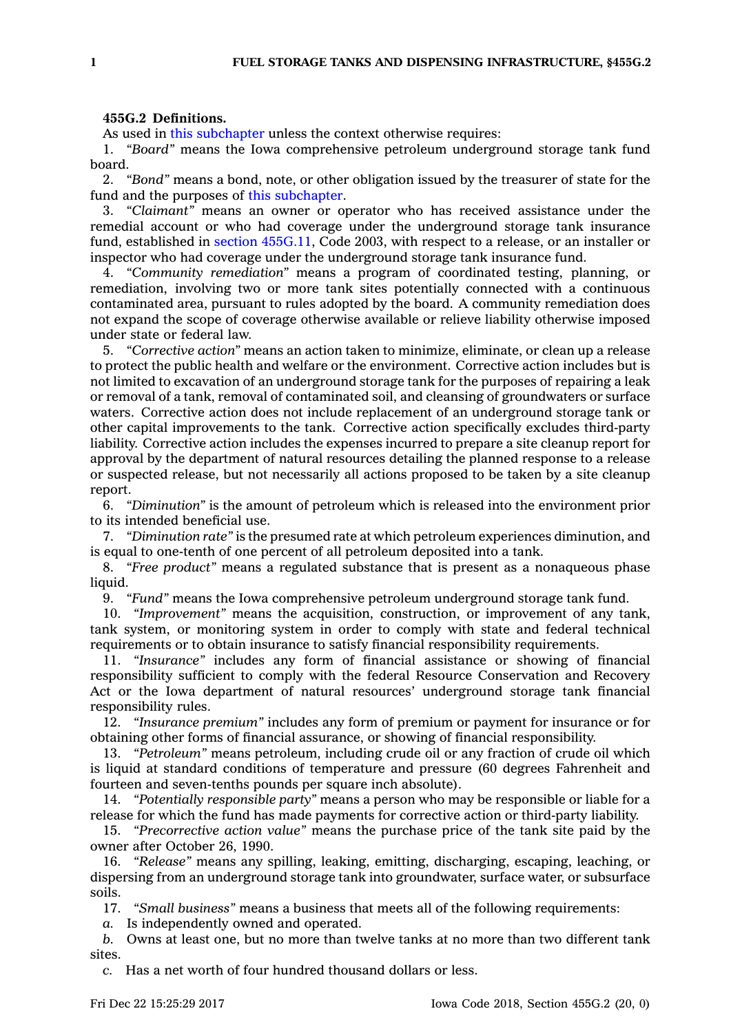**455G.2 Definitions.**

As used in this subchapter unless the context otherwise requires:

1. *"Board"* means the Iowa comprehensive petroleum underground storage tank fund board.

2. *"Bond"* means a bond, note, or other obligation issued by the treasurer of state for the fund and the purposes of this subchapter.

3. *"Claimant"* means an owner or operator who has received assistance under the remedial account or who had coverage under the underground storage tank insurance fund, established in section 455G.11, Code 2003, with respect to a release, or an installer or inspector who had coverage under the underground storage tank insurance fund.

4. *"Community remediation"* means a program of coordinated testing, planning, or remediation, involving two or more tank sites potentially connected with a continuous contaminated area, pursuant to rules adopted by the board. A community remediation does not expand the scope of coverage otherwise available or relieve liability otherwise imposed under state or federal law.

5. *"Corrective action"* means an action taken to minimize, eliminate, or clean up a release to protect the public health and welfare or the environment. Corrective action includes but is not limited to excavation of an underground storage tank for the purposes of repairing a leak or removal of a tank, removal of contaminated soil, and cleansing of groundwaters or surface waters. Corrective action does not include replacement of an underground storage tank or other capital improvements to the tank. Corrective action specifically excludes third-party liability. Corrective action includes the expenses incurred to prepare a site cleanup report for approval by the department of natural resources detailing the planned response to a release or suspected release, but not necessarily all actions proposed to be taken by a site cleanup report.

6. *"Diminution"* is the amount of petroleum which is released into the environment prior to its intended beneficial use.

7. *"Diminution rate"* is the presumed rate at which petroleum experiences diminution, and is equal to one-tenth of one percent of all petroleum deposited into a tank.

8. *"Free product"* means a regulated substance that is present as a nonaqueous phase liquid.

9. *"Fund"* means the Iowa comprehensive petroleum underground storage tank fund.

10. *"Improvement"* means the acquisition, construction, or improvement of any tank, tank system, or monitoring system in order to comply with state and federal technical requirements or to obtain insurance to satisfy financial responsibility requirements.

11. *"Insurance"* includes any form of financial assistance or showing of financial responsibility sufficient to comply with the federal Resource Conservation and Recovery Act or the Iowa department of natural resources' underground storage tank financial responsibility rules.

12. *"Insurance premium"* includes any form of premium or payment for insurance or for obtaining other forms of financial assurance, or showing of financial responsibility.

13. *"Petroleum"* means petroleum, including crude oil or any fraction of crude oil which is liquid at standard conditions of temperature and pressure (60 degrees Fahrenheit and fourteen and seven-tenths pounds per square inch absolute).

14. *"Potentially responsible party"* means a person who may be responsible or liable for a release for which the fund has made payments for corrective action or third-party liability.

15. *"Precorrective action value"* means the purchase price of the tank site paid by the owner after October 26, 1990.

16. *"Release"* means any spilling, leaking, emitting, discharging, escaping, leaching, or dispersing from an underground storage tank into groundwater, surface water, or subsurface soils.

17. *"Small business"* means a business that meets all of the following requirements:

*a.* Is independently owned and operated.

*b.* Owns at least one, but no more than twelve tanks at no more than two different tank sites.

*c.* Has a net worth of four hundred thousand dollars or less.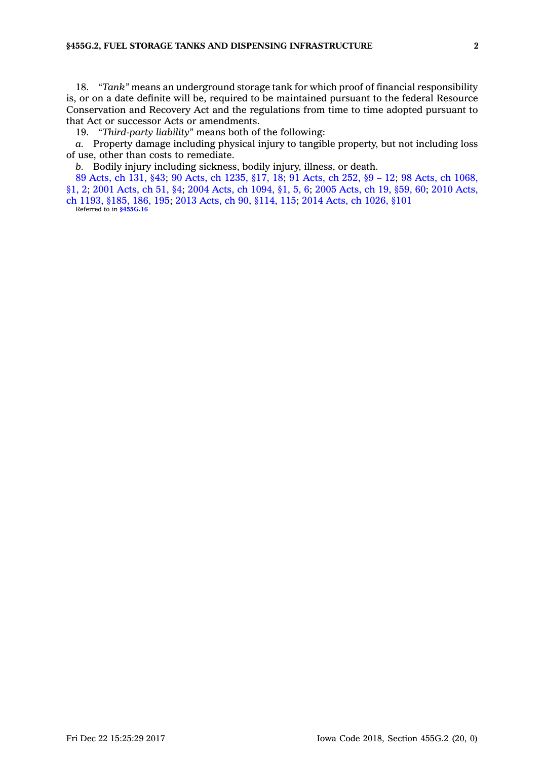18. *"Tank"* means an underground storage tank for which proof of financial responsibility is, or on a date definite will be, required to be maintained pursuant to the federal Resource Conservation and Recovery Act and the regulations from time to time adopted pursuant to that Act or successor Acts or amendments.

19. *"Third-party liability"* means both of the following:

*a.* Property damage including physical injury to tangible property, but not including loss of use, other than costs to remediate.

*b.* Bodily injury including sickness, bodily injury, illness, or death.

89 Acts, ch 131, §43; 90 Acts, ch 1235, §17, 18; 91 Acts, ch 252, §9 – 12; 98 Acts, ch 1068, §1, 2; 2001 Acts, ch 51, §4; 2004 Acts, ch 1094, §1, 5, 6; 2005 Acts, ch 19, §59, 60; 2010 Acts, ch 1193, §185, 186, 195; 2013 Acts, ch 90, §114, 115; 2014 Acts, ch 1026, §101

Referred to in **§455G.16**